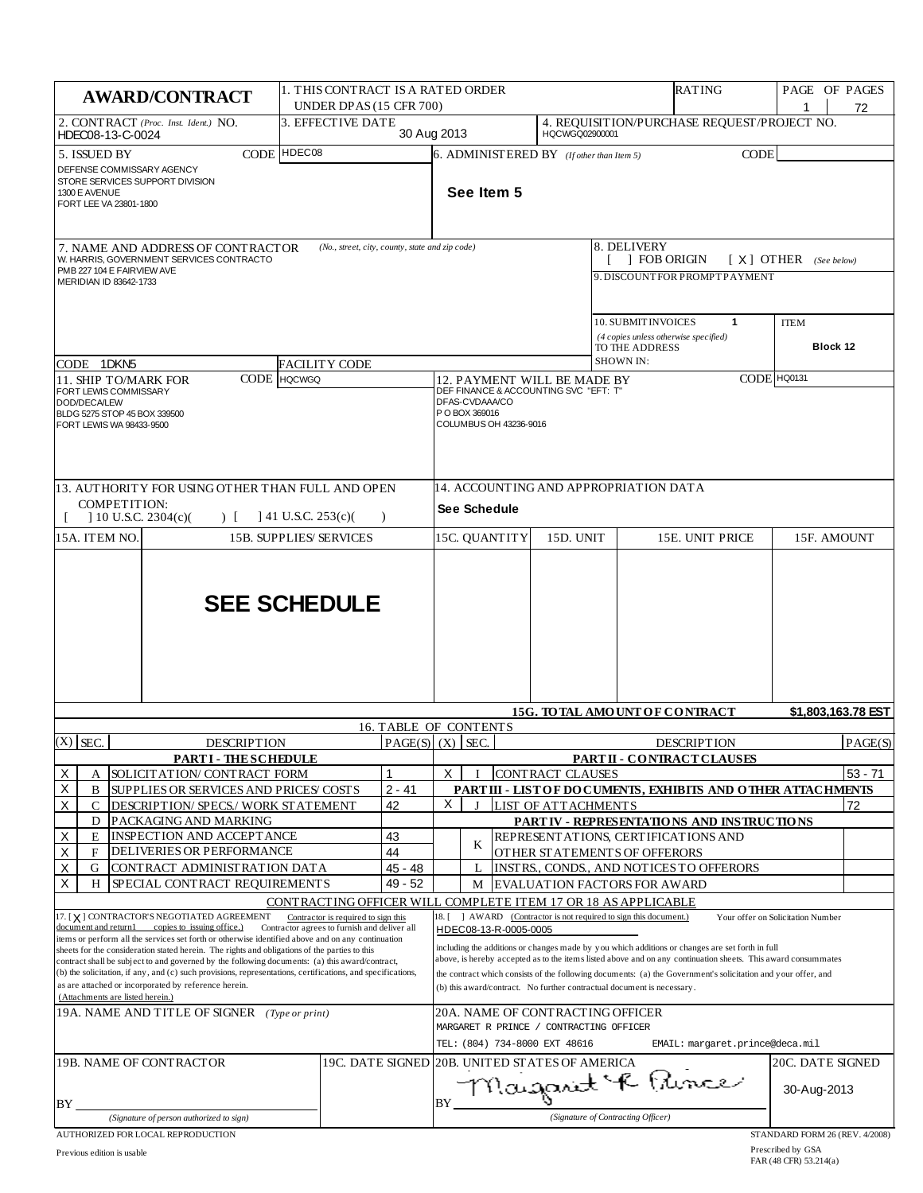# AWARD/CONTRACT

| | |
|---|---|
| 1. THIS CONTRACT IS A RATED ORDER UNDER DPAS (15 CFR 700) | RATING |
| PAGE OF PAGES | 1 / 72 |
| 2. CONTRACT *(Proc. Inst. Ident.)* NO. | HDEC08-13-C-0024 |
| 3. EFFECTIVE DATE | 30 Aug 2013 |
| 4. REQUISITION/PURCHASE REQUEST/PROJECT NO. | HQCWGQ02900001 |
| 5. ISSUED BY CODE | HDEC08 |
| | DEFENSE COMMISSARY AGENCY<br>STORE SERVICES SUPPORT DIVISION<br>1300 E AVENUE<br>FORT LEE VA 23801-1800 |
| 6. ADMINISTERED BY *(If other than Item 5)* CODE | See Item 5 |
| 7. NAME AND ADDRESS OF CONTRACTOR *(No., street, city, county, state and zip code)* | W. HARRIS, GOVERNMENT SERVICES CONTRACTO<br>PMB 227 104 E FAIRVIEW AVE<br>MERIDIAN ID 83642-1733 |
| CODE | 1DKN5 |
| FACILITY CODE | |
| 8. DELIVERY | [ ] FOB ORIGIN [ X ] OTHER *(See below)* |
| 9. DISCOUNT FOR PROMPT PAYMENT | |
| 10. SUBMIT INVOICES *(4 copies unless otherwise specified)* TO THE ADDRESS SHOWN IN: | 1 — ITEM Block 12 |
| 11. SHIP TO/MARK FOR CODE | HQCWGQ |
| | FORT LEWIS COMMISSARY<br>DOD/DECA/LEW<br>BLDG 5275 STOP 45 BOX 339500<br>FORT LEWIS WA 98433-9500 |
| 12. PAYMENT WILL BE MADE BY CODE | HQ0131 |
| | DEF FINANCE & ACCOUNTING SVC "EFT: T"<br>DFAS-CVDAAA/CO<br>P O BOX 369016<br>COLUMBUS OH 43236-9016 |
| 13. AUTHORITY FOR USING OTHER THAN FULL AND OPEN COMPETITION: | [ ] 10 U.S.C. 2304(c)( ) [ ] 41 U.S.C. 253(c)( ) |
| 14. ACCOUNTING AND APPROPRIATION DATA | See Schedule |

| 15A. ITEM NO. | 15B. SUPPLIES/ SERVICES | 15C. QUANTITY | 15D. UNIT | 15E. UNIT PRICE | 15F. AMOUNT |
|---|---|---|---|---|---|
| | **SEE SCHEDULE** | | | | |
| | | | | **15G. TOTAL AMOUNT OF CONTRACT** | **$1,803,163.78 EST** |

## 16. TABLE OF CONTENTS

| (X) | SEC. | DESCRIPTION | PAGE(S) | (X) | SEC. | DESCRIPTION | PAGE(S) |
|---|---|---|---|---|---|---|---|
| | | **PART I - THE SCHEDULE** | | | | **PART II - CONTRACT CLAUSES** | |
| X | A | SOLICITATION/ CONTRACT FORM | 1 | X | I | CONTRACT CLAUSES | 53 - 71 |
| X | B | SUPPLIES OR SERVICES AND PRICES/ COSTS | 2 - 41 | | | **PART III - LIST OF DOCUMENTS, EXHIBITS AND OTHER ATTACHMENTS** | |
| X | C | DESCRIPTION/ SPECS./ WORK STATEMENT | 42 | X | J | LIST OF ATTACHMENTS | 72 |
| | D | PACKAGING AND MARKING | | | | **PART IV - REPRESENTATIONS AND INSTRUCTIONS** | |
| X | E | INSPECTION AND ACCEPTANCE | 43 | | K | REPRESENTATIONS, CERTIFICATIONS AND OTHER STATEMENTS OF OFFERORS | |
| X | F | DELIVERIES OR PERFORMANCE | 44 | | | | |
| X | G | CONTRACT ADMINISTRATION DATA | 45 - 48 | | L | INSTRS., CONDS., AND NOTICES TO OFFERORS | |
| X | H | SPECIAL CONTRACT REQUIREMENTS | 49 - 52 | | M | EVALUATION FACTORS FOR AWARD | |

CONTRACTING OFFICER WILL COMPLETE ITEM 17 OR 18 AS APPLICABLE

17. [ X ] CONTRACTOR'S NEGOTIATED AGREEMENT Contractor is required to sign this document and return 1 copies to issuing office.) Contractor agrees to furnish and deliver all items or perform all the services set forth or otherwise identified above and on any continuation sheets for the consideration stated herein. The rights and obligations of the parties to this contract shall be subject to and governed by the following documents: (a) this award/contract, (b) the solicitation, if any, and (c) such provisions, representations, certifications, and specifications, as are attached or incorporated by reference herein. (Attachments are listed herein.)

18. [ ] AWARD (Contractor is not required to sign this document.) Your offer on Solicitation Number HDEC08-13-R-0005-0005 including the additions or changes made by you which additions or changes are set forth in full above, is hereby accepted as to the items listed above and on any continuation sheets. This award consummates the contract which consists of the following documents: (a) the Government's solicitation and your offer, and (b) this award/contract. No further contractual document is necessary.

| | |
|---|---|
| 19A. NAME AND TITLE OF SIGNER *(Type or print)* | 20A. NAME OF CONTRACTING OFFICER<br>MARGARET R PRINCE / CONTRACTING OFFICER<br>TEL: (804) 734-8000 EXT 48616 EMAIL: margaret.prince@deca.mil |
| 19B. NAME OF CONTRACTOR<br>BY ______ *(Signature of person authorized to sign)* | 20B. UNITED STATES OF AMERICA<br>BY Margaret R Prince *(Signature of Contracting Officer)* |
| 19C. DATE SIGNED | 20C. DATE SIGNED 30-Aug-2013 |

AUTHORIZED FOR LOCAL REPRODUCTION
Previous edition is usable

STANDARD FORM 26 (REV. 4/2008)
Prescribed by GSA
FAR (48 CFR) 53.214(a)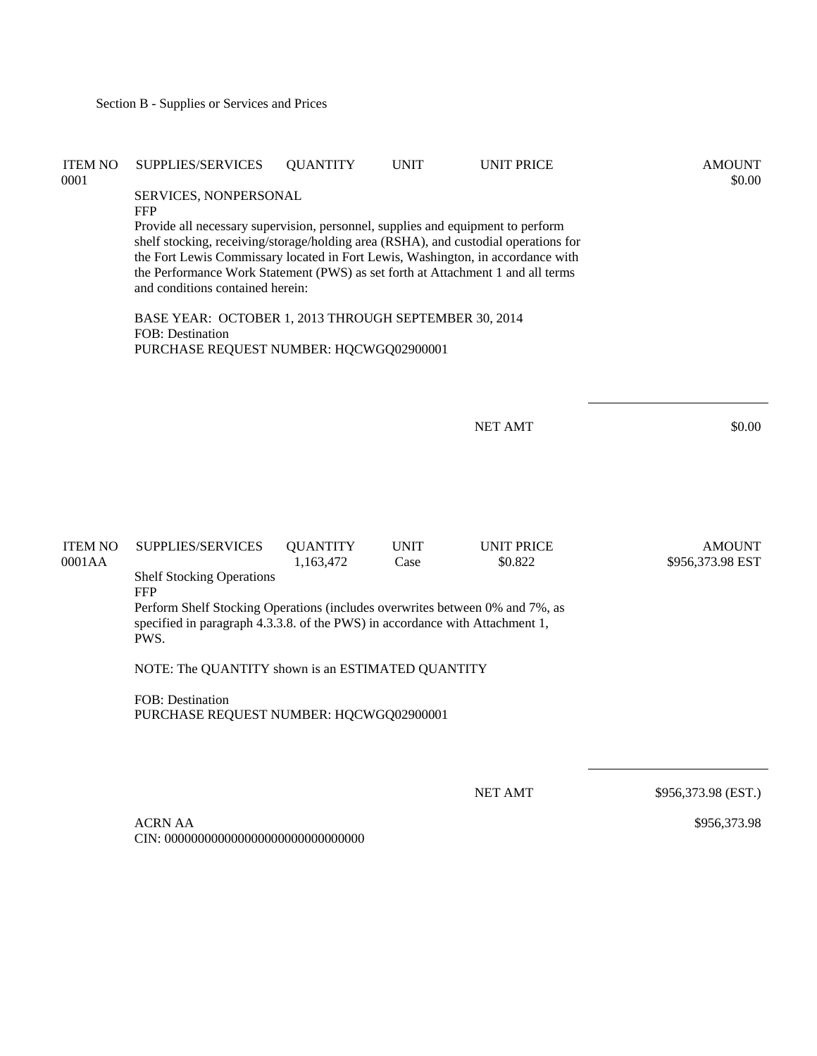Section B - Supplies or Services and Prices

| ITEM NO | SUPPLIES/SERVICES | QUANTITY | UNIT | UNIT PRICE | AMOUNT |
|---|---|---|---|---|---|
| 0001 | | | | | $0.00 |

SERVICES, NONPERSONAL
FFP
Provide all necessary supervision, personnel, supplies and equipment to perform shelf stocking, receiving/storage/holding area (RSHA), and custodial operations for the Fort Lewis Commissary located in Fort Lewis, Washington, in accordance with the Performance Work Statement (PWS) as set forth at Attachment 1 and all terms and conditions contained herein:

BASE YEAR: OCTOBER 1, 2013 THROUGH SEPTEMBER 30, 2014
FOB: Destination
PURCHASE REQUEST NUMBER: HQCWGQ02900001

NET AMT $0.00

| ITEM NO | SUPPLIES/SERVICES | QUANTITY | UNIT | UNIT PRICE | AMOUNT |
|---|---|---|---|---|---|
| 0001AA | | 1,163,472 | Case | $0.822 | $956,373.98 EST |

Shelf Stocking Operations
FFP
Perform Shelf Stocking Operations (includes overwrites between 0% and 7%, as specified in paragraph 4.3.3.8. of the PWS) in accordance with Attachment 1, PWS.

NOTE: The QUANTITY shown is an ESTIMATED QUANTITY

FOB: Destination
PURCHASE REQUEST NUMBER: HQCWGQ02900001

NET AMT $956,373.98 (EST.)

ACRN AA $956,373.98
CIN: 000000000000000000000000000000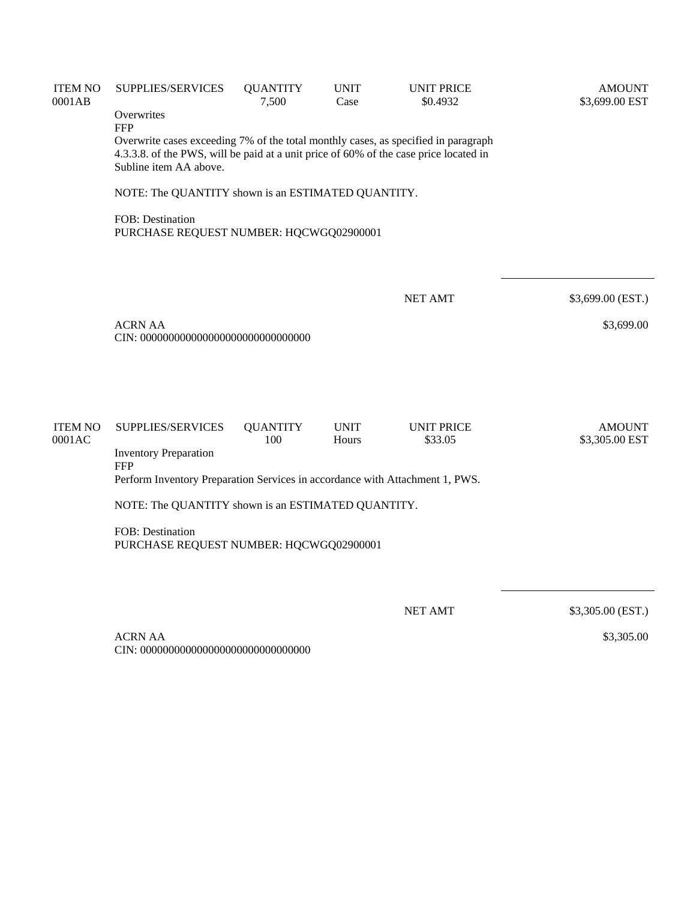| ITEM NO | SUPPLIES/SERVICES | QUANTITY | UNIT | UNIT PRICE | AMOUNT |
|---|---|---|---|---|---|
| 0001AB | | 7,500 | Case | $0.4932 | $3,699.00 EST |

Overwrites
FFP
Overwrite cases exceeding 7% of the total monthly cases, as specified in paragraph 4.3.3.8. of the PWS, will be paid at a unit price of 60% of the case price located in Subline item AA above.

NOTE: The QUANTITY shown is an ESTIMATED QUANTITY.

FOB: Destination
PURCHASE REQUEST NUMBER: HQCWGQ02900001

NET AMT $3,699.00 (EST.)

ACRN AA $3,699.00
CIN: 000000000000000000000000000000

| ITEM NO | SUPPLIES/SERVICES | QUANTITY | UNIT | UNIT PRICE | AMOUNT |
|---|---|---|---|---|---|
| 0001AC | | 100 | Hours | $33.05 | $3,305.00 EST |

Inventory Preparation
FFP
Perform Inventory Preparation Services in accordance with Attachment 1, PWS.

NOTE: The QUANTITY shown is an ESTIMATED QUANTITY.

FOB: Destination
PURCHASE REQUEST NUMBER: HQCWGQ02900001

NET AMT $3,305.00 (EST.)

ACRN AA $3,305.00
CIN: 000000000000000000000000000000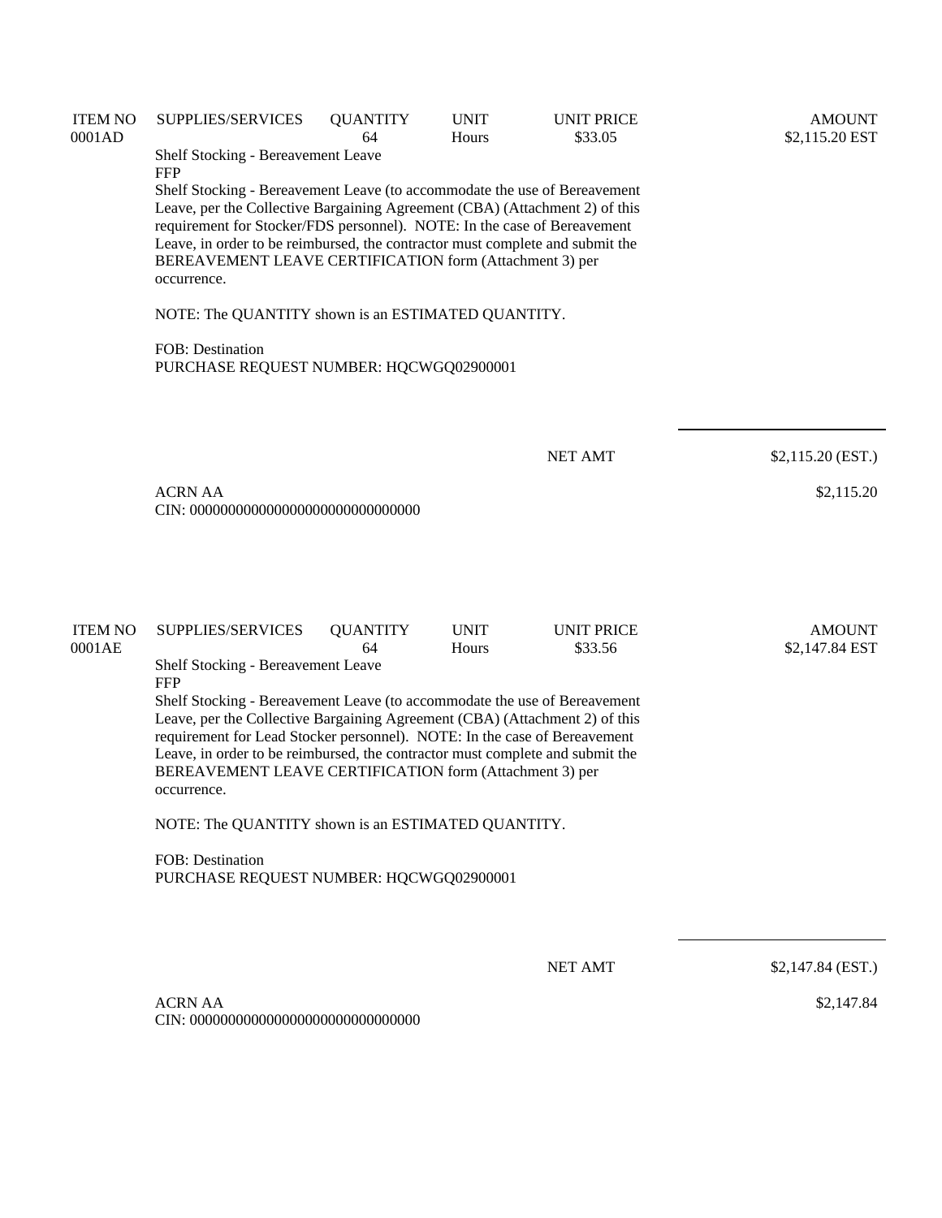| ITEM NO | SUPPLIES/SERVICES | QUANTITY | UNIT | UNIT PRICE | AMOUNT |
|---|---|---|---|---|---|
| 0001AD | | 64 | Hours | $33.05 | $2,115.20 EST |

Shelf Stocking - Bereavement Leave
FFP
Shelf Stocking - Bereavement Leave (to accommodate the use of Bereavement Leave, per the Collective Bargaining Agreement (CBA) (Attachment 2) of this requirement for Stocker/FDS personnel). NOTE: In the case of Bereavement Leave, in order to be reimbursed, the contractor must complete and submit the BEREAVEMENT LEAVE CERTIFICATION form (Attachment 3) per occurrence.

NOTE: The QUANTITY shown is an ESTIMATED QUANTITY.

FOB: Destination
PURCHASE REQUEST NUMBER: HQCWGQ02900001

NET AMT $2,115.20 (EST.)

ACRN AA $2,115.20
CIN: 000000000000000000000000000000

| ITEM NO | SUPPLIES/SERVICES | QUANTITY | UNIT | UNIT PRICE | AMOUNT |
|---|---|---|---|---|---|
| 0001AE | | 64 | Hours | $33.56 | $2,147.84 EST |

Shelf Stocking - Bereavement Leave
FFP
Shelf Stocking - Bereavement Leave (to accommodate the use of Bereavement Leave, per the Collective Bargaining Agreement (CBA) (Attachment 2) of this requirement for Lead Stocker personnel). NOTE: In the case of Bereavement Leave, in order to be reimbursed, the contractor must complete and submit the BEREAVEMENT LEAVE CERTIFICATION form (Attachment 3) per occurrence.

NOTE: The QUANTITY shown is an ESTIMATED QUANTITY.

FOB: Destination
PURCHASE REQUEST NUMBER: HQCWGQ02900001

NET AMT $2,147.84 (EST.)

ACRN AA $2,147.84
CIN: 000000000000000000000000000000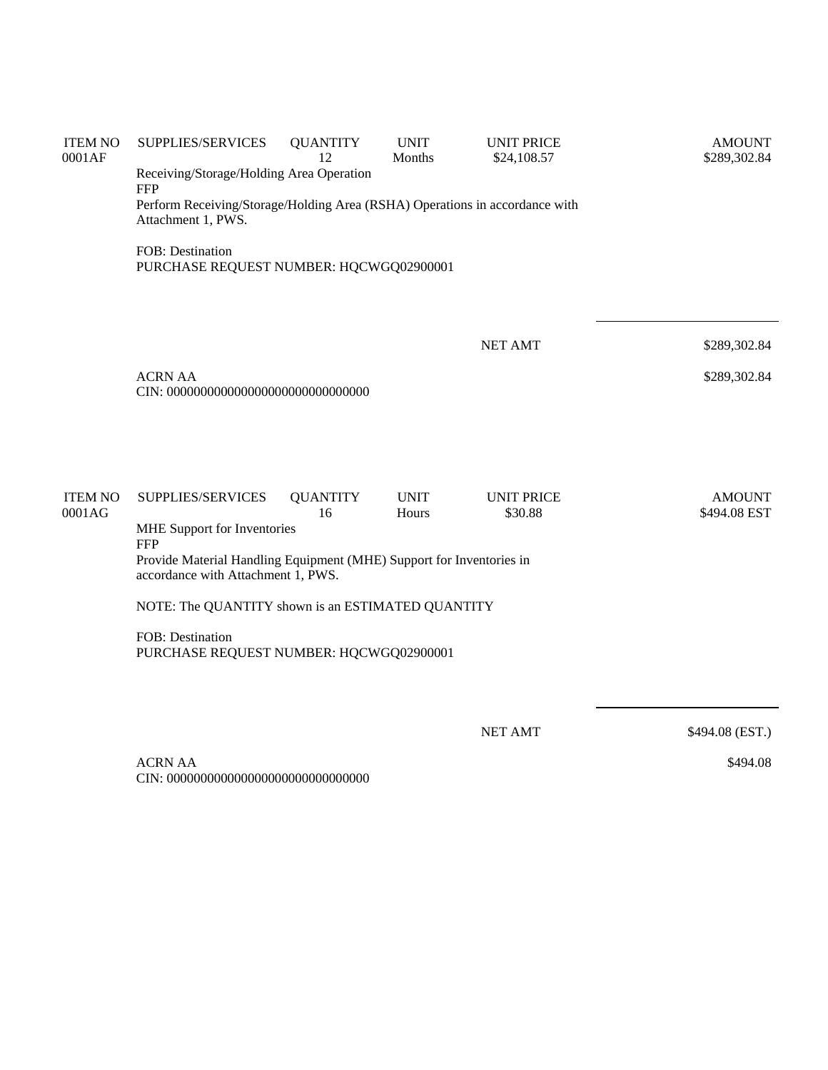| ITEM NO | SUPPLIES/SERVICES | QUANTITY | UNIT | UNIT PRICE | AMOUNT |
|---|---|---|---|---|---|
| 0001AF | | 12 | Months | $24,108.57 | $289,302.84 |

Receiving/Storage/Holding Area Operation
FFP
Perform Receiving/Storage/Holding Area (RSHA) Operations in accordance with Attachment 1, PWS.

FOB: Destination
PURCHASE REQUEST NUMBER: HQCWGQ02900001

NET AMT $289,302.84

ACRN AA $289,302.84
CIN: 000000000000000000000000000000

| ITEM NO | SUPPLIES/SERVICES | QUANTITY | UNIT | UNIT PRICE | AMOUNT |
|---|---|---|---|---|---|
| 0001AG | | 16 | Hours | $30.88 | $494.08 EST |

MHE Support for Inventories
FFP
Provide Material Handling Equipment (MHE) Support for Inventories in accordance with Attachment 1, PWS.

NOTE: The QUANTITY shown is an ESTIMATED QUANTITY

FOB: Destination
PURCHASE REQUEST NUMBER: HQCWGQ02900001

NET AMT $494.08 (EST.)

ACRN AA $494.08
CIN: 000000000000000000000000000000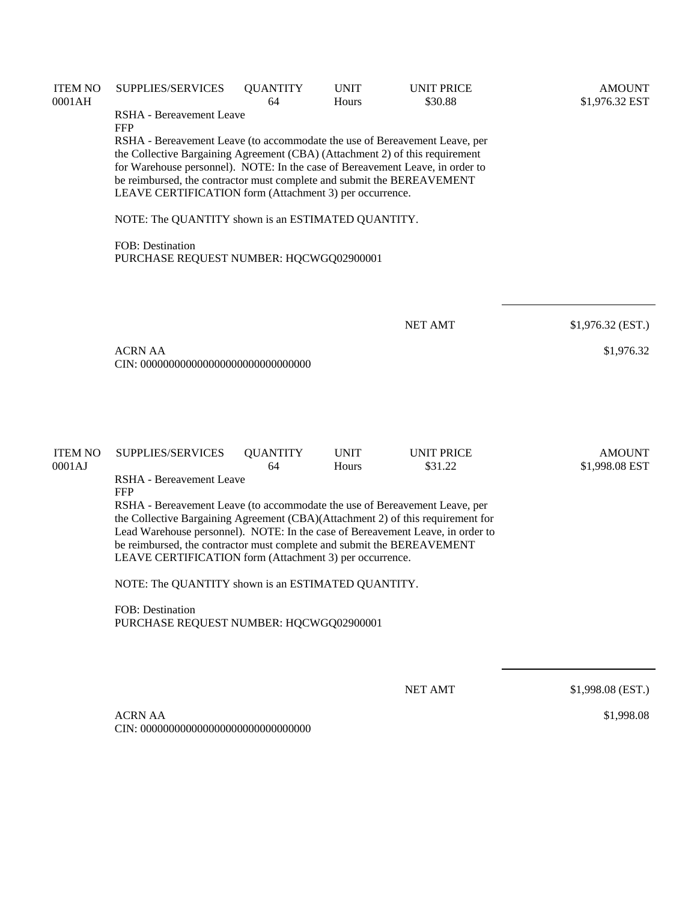| ITEM NO | SUPPLIES/SERVICES | QUANTITY | UNIT | UNIT PRICE | AMOUNT |
|---|---|---|---|---|---|
| 0001AH | | 64 | Hours | $30.88 | $1,976.32 EST |

RSHA - Bereavement Leave
FFP
RSHA - Bereavement Leave (to accommodate the use of Bereavement Leave, per the Collective Bargaining Agreement (CBA) (Attachment 2) of this requirement for Warehouse personnel). NOTE: In the case of Bereavement Leave, in order to be reimbursed, the contractor must complete and submit the BEREAVEMENT LEAVE CERTIFICATION form (Attachment 3) per occurrence.

NOTE: The QUANTITY shown is an ESTIMATED QUANTITY.

FOB: Destination
PURCHASE REQUEST NUMBER: HQCWGQ02900001

NET AMT $1,976.32 (EST.)

ACRN AA $1,976.32
CIN: 000000000000000000000000000000

| ITEM NO | SUPPLIES/SERVICES | QUANTITY | UNIT | UNIT PRICE | AMOUNT |
|---|---|---|---|---|---|
| 0001AJ | | 64 | Hours | $31.22 | $1,998.08 EST |

RSHA - Bereavement Leave
FFP
RSHA - Bereavement Leave (to accommodate the use of Bereavement Leave, per the Collective Bargaining Agreement (CBA)(Attachment 2) of this requirement for Lead Warehouse personnel). NOTE: In the case of Bereavement Leave, in order to be reimbursed, the contractor must complete and submit the BEREAVEMENT LEAVE CERTIFICATION form (Attachment 3) per occurrence.

NOTE: The QUANTITY shown is an ESTIMATED QUANTITY.

FOB: Destination
PURCHASE REQUEST NUMBER: HQCWGQ02900001

NET AMT $1,998.08 (EST.)

ACRN AA $1,998.08
CIN: 000000000000000000000000000000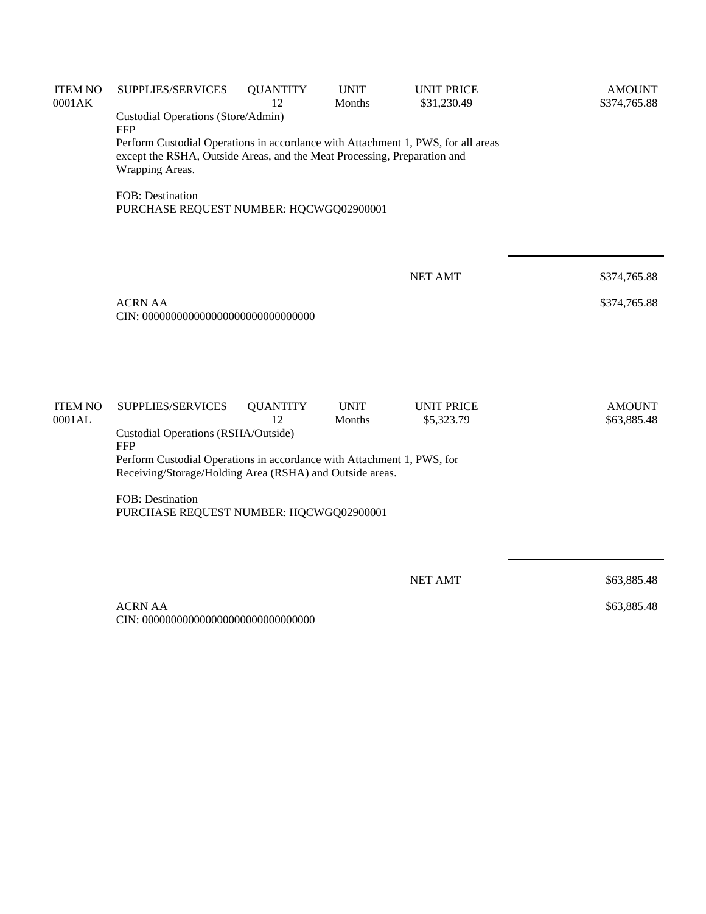| ITEM NO | SUPPLIES/SERVICES | QUANTITY | UNIT | UNIT PRICE | AMOUNT |
|---|---|---|---|---|---|
| 0001AK | | 12 | Months | $31,230.49 | $374,765.88 |

Custodial Operations (Store/Admin)
FFP
Perform Custodial Operations in accordance with Attachment 1, PWS, for all areas except the RSHA, Outside Areas, and the Meat Processing, Preparation and Wrapping Areas.

FOB: Destination
PURCHASE REQUEST NUMBER: HQCWGQ02900001

| | |
|---|---|
| NET AMT | $374,765.88 |

ACRN AA — $374,765.88
CIN: 000000000000000000000000000000

| ITEM NO | SUPPLIES/SERVICES | QUANTITY | UNIT | UNIT PRICE | AMOUNT |
|---|---|---|---|---|---|
| 0001AL | | 12 | Months | $5,323.79 | $63,885.48 |

Custodial Operations (RSHA/Outside)
FFP
Perform Custodial Operations in accordance with Attachment 1, PWS, for Receiving/Storage/Holding Area (RSHA) and Outside areas.

FOB: Destination
PURCHASE REQUEST NUMBER: HQCWGQ02900001

| | |
|---|---|
| NET AMT | $63,885.48 |

ACRN AA — $63,885.48
CIN: 000000000000000000000000000000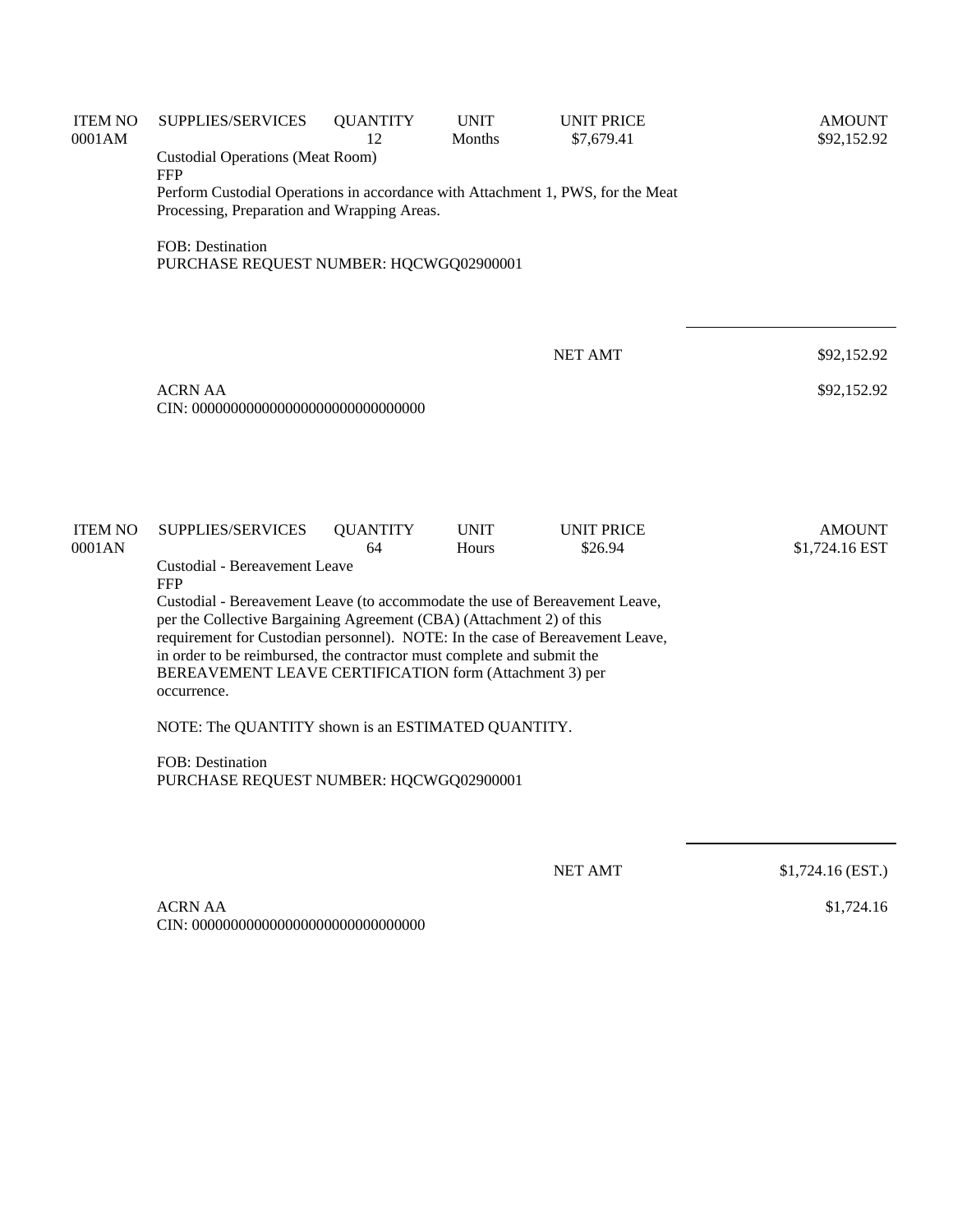| ITEM NO | SUPPLIES/SERVICES | QUANTITY | UNIT | UNIT PRICE | AMOUNT |
|---|---|---|---|---|---|
| 0001AM | | 12 | Months | $7,679.41 | $92,152.92 |

Custodial Operations (Meat Room)
FFP
Perform Custodial Operations in accordance with Attachment 1, PWS, for the Meat Processing, Preparation and Wrapping Areas.

FOB: Destination
PURCHASE REQUEST NUMBER: HQCWGQ02900001

| | |
|---|---|
| NET AMT | $92,152.92 |

ACRN AA — $92,152.92
CIN: 000000000000000000000000000000

| ITEM NO | SUPPLIES/SERVICES | QUANTITY | UNIT | UNIT PRICE | AMOUNT |
|---|---|---|---|---|---|
| 0001AN | | 64 | Hours | $26.94 | $1,724.16 EST |

Custodial - Bereavement Leave
FFP
Custodial - Bereavement Leave (to accommodate the use of Bereavement Leave, per the Collective Bargaining Agreement (CBA) (Attachment 2) of this requirement for Custodian personnel). NOTE: In the case of Bereavement Leave, in order to be reimbursed, the contractor must complete and submit the BEREAVEMENT LEAVE CERTIFICATION form (Attachment 3) per occurrence.

NOTE: The QUANTITY shown is an ESTIMATED QUANTITY.

FOB: Destination
PURCHASE REQUEST NUMBER: HQCWGQ02900001

| | |
|---|---|
| NET AMT | $1,724.16 (EST.) |

ACRN AA — $1,724.16
CIN: 000000000000000000000000000000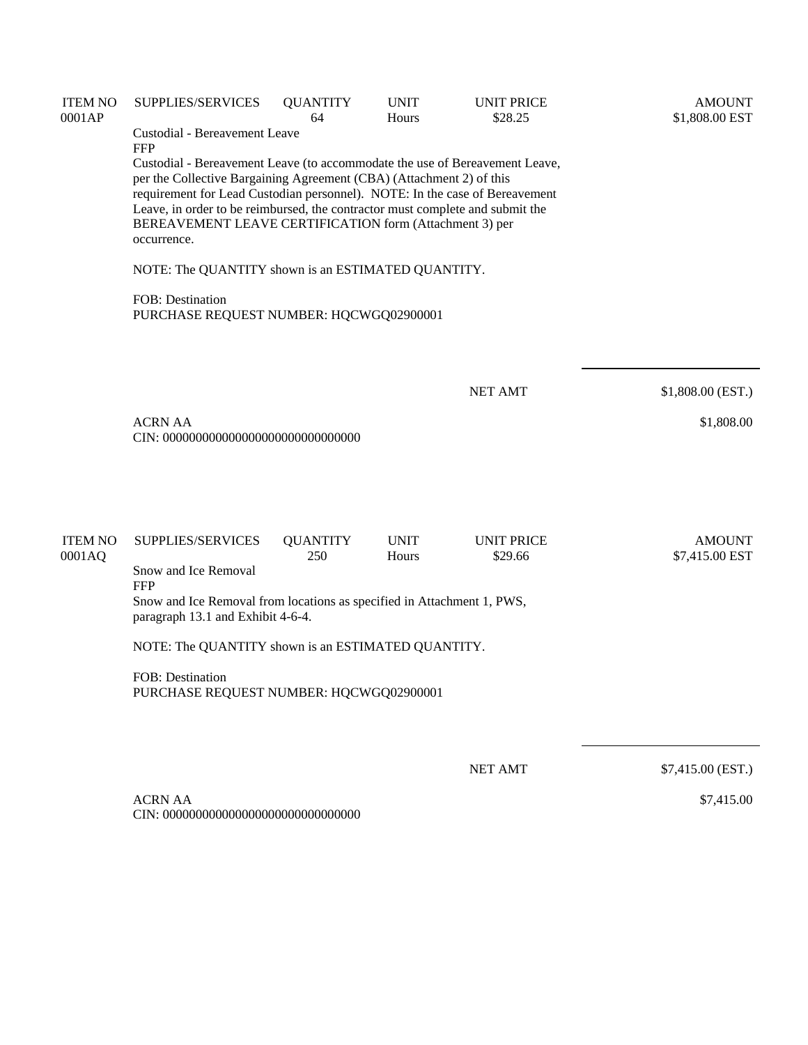| ITEM NO | SUPPLIES/SERVICES | QUANTITY | UNIT | UNIT PRICE | AMOUNT |
|---|---|---|---|---|---|
| 0001AP | | 64 | Hours | $28.25 | $1,808.00 EST |

Custodial - Bereavement Leave
FFP
Custodial - Bereavement Leave (to accommodate the use of Bereavement Leave, per the Collective Bargaining Agreement (CBA) (Attachment 2) of this requirement for Lead Custodian personnel). NOTE: In the case of Bereavement Leave, in order to be reimbursed, the contractor must complete and submit the BEREAVEMENT LEAVE CERTIFICATION form (Attachment 3) per occurrence.

NOTE: The QUANTITY shown is an ESTIMATED QUANTITY.

FOB: Destination
PURCHASE REQUEST NUMBER: HQCWGQ02900001

NET AMT $1,808.00 (EST.)

ACRN AA $1,808.00
CIN: 000000000000000000000000000000

| ITEM NO | SUPPLIES/SERVICES | QUANTITY | UNIT | UNIT PRICE | AMOUNT |
|---|---|---|---|---|---|
| 0001AQ | | 250 | Hours | $29.66 | $7,415.00 EST |

Snow and Ice Removal
FFP
Snow and Ice Removal from locations as specified in Attachment 1, PWS, paragraph 13.1 and Exhibit 4-6-4.

NOTE: The QUANTITY shown is an ESTIMATED QUANTITY.

FOB: Destination
PURCHASE REQUEST NUMBER: HQCWGQ02900001

NET AMT $7,415.00 (EST.)

ACRN AA $7,415.00
CIN: 000000000000000000000000000000